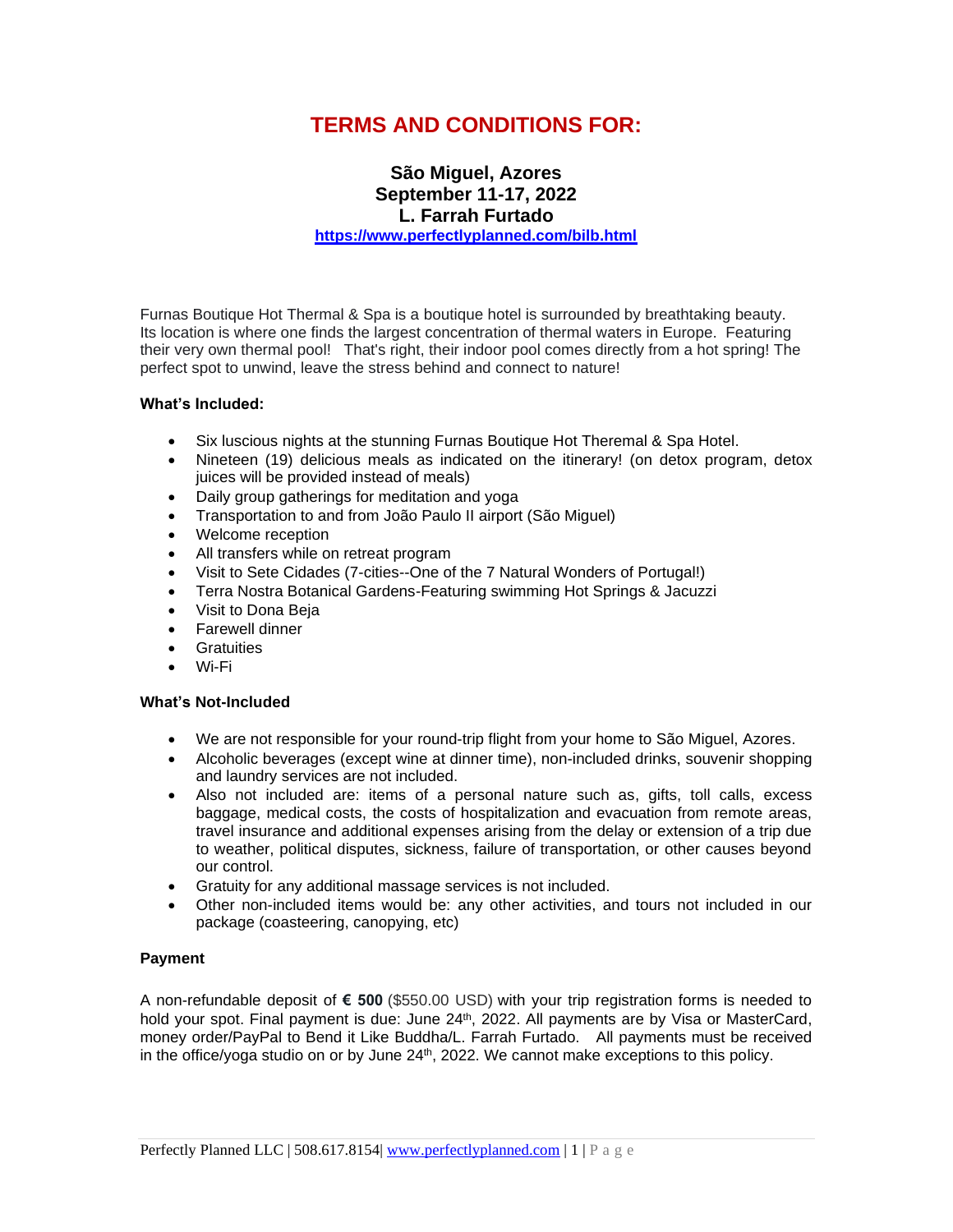# TERMS AND CONDITIONS FOR:

## São Miguel, Azores
## September 11-17, 2022
## L. Farrah Furtado

**https://www.perfectlyplanned.com/bilb.html**

Furnas Boutique Hot Thermal & Spa is a boutique hotel is surrounded by breathtaking beauty. Its location is where one finds the largest concentration of thermal waters in Europe. Featuring their very own thermal pool! That's right, their indoor pool comes directly from a hot spring! The perfect spot to unwind, leave the stress behind and connect to nature!

**What's Included:**

- Six luscious nights at the stunning Furnas Boutique Hot Theremal & Spa Hotel.
- Nineteen (19) delicious meals as indicated on the itinerary! (on detox program, detox juices will be provided instead of meals)
- Daily group gatherings for meditation and yoga
- Transportation to and from João Paulo II airport (São Miguel)
- Welcome reception
- All transfers while on retreat program
- Visit to Sete Cidades (7-cities--One of the 7 Natural Wonders of Portugal!)
- Terra Nostra Botanical Gardens-Featuring swimming Hot Springs & Jacuzzi
- Visit to Dona Beja
- Farewell dinner
- Gratuities
- Wi-Fi

**What's Not-Included**

- We are not responsible for your round-trip flight from your home to São Miguel, Azores.
- Alcoholic beverages (except wine at dinner time), non-included drinks, souvenir shopping and laundry services are not included.
- Also not included are: items of a personal nature such as, gifts, toll calls, excess baggage, medical costs, the costs of hospitalization and evacuation from remote areas, travel insurance and additional expenses arising from the delay or extension of a trip due to weather, political disputes, sickness, failure of transportation, or other causes beyond our control.
- Gratuity for any additional massage services is not included.
- Other non-included items would be: any other activities, and tours not included in our package (coasteering, canopying, etc)

**Payment**

A non-refundable deposit of **€ 500** ($550.00 USD) with your trip registration forms is needed to hold your spot. Final payment is due: June 24th, 2022. All payments are by Visa or MasterCard, money order/PayPal to Bend it Like Buddha/L. Farrah Furtado. All payments must be received in the office/yoga studio on or by June 24th, 2022. We cannot make exceptions to this policy.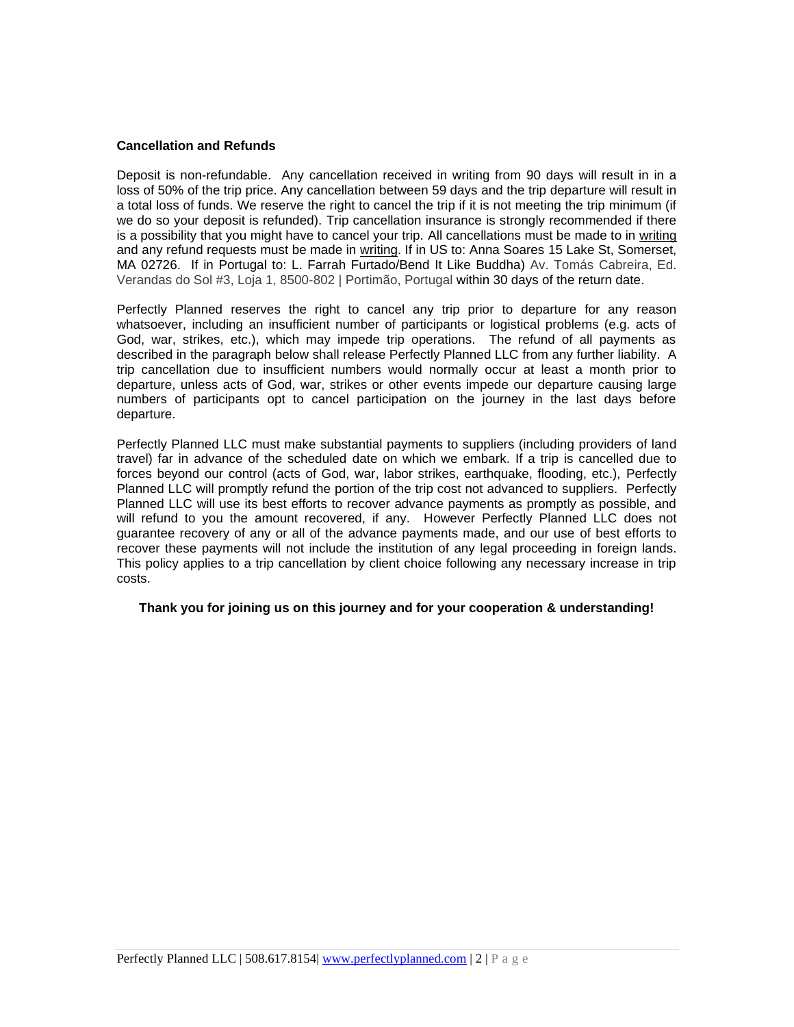**Cancellation and Refunds**

Deposit is non-refundable. Any cancellation received in writing from 90 days will result in in a loss of 50% of the trip price. Any cancellation between 59 days and the trip departure will result in a total loss of funds. We reserve the right to cancel the trip if it is not meeting the trip minimum (if we do so your deposit is refunded). Trip cancellation insurance is strongly recommended if there is a possibility that you might have to cancel your trip. All cancellations must be made to in writing and any refund requests must be made in writing. If in US to: Anna Soares 15 Lake St, Somerset, MA 02726. If in Portugal to: L. Farrah Furtado/Bend It Like Buddha) Av. Tomás Cabreira, Ed. Verandas do Sol #3, Loja 1, 8500-802 | Portimão, Portugal within 30 days of the return date.

Perfectly Planned reserves the right to cancel any trip prior to departure for any reason whatsoever, including an insufficient number of participants or logistical problems (e.g. acts of God, war, strikes, etc.), which may impede trip operations. The refund of all payments as described in the paragraph below shall release Perfectly Planned LLC from any further liability. A trip cancellation due to insufficient numbers would normally occur at least a month prior to departure, unless acts of God, war, strikes or other events impede our departure causing large numbers of participants opt to cancel participation on the journey in the last days before departure.

Perfectly Planned LLC must make substantial payments to suppliers (including providers of land travel) far in advance of the scheduled date on which we embark. If a trip is cancelled due to forces beyond our control (acts of God, war, labor strikes, earthquake, flooding, etc.), Perfectly Planned LLC will promptly refund the portion of the trip cost not advanced to suppliers. Perfectly Planned LLC will use its best efforts to recover advance payments as promptly as possible, and will refund to you the amount recovered, if any. However Perfectly Planned LLC does not guarantee recovery of any or all of the advance payments made, and our use of best efforts to recover these payments will not include the institution of any legal proceeding in foreign lands. This policy applies to a trip cancellation by client choice following any necessary increase in trip costs.

**Thank you for joining us on this journey and for your cooperation & understanding!**